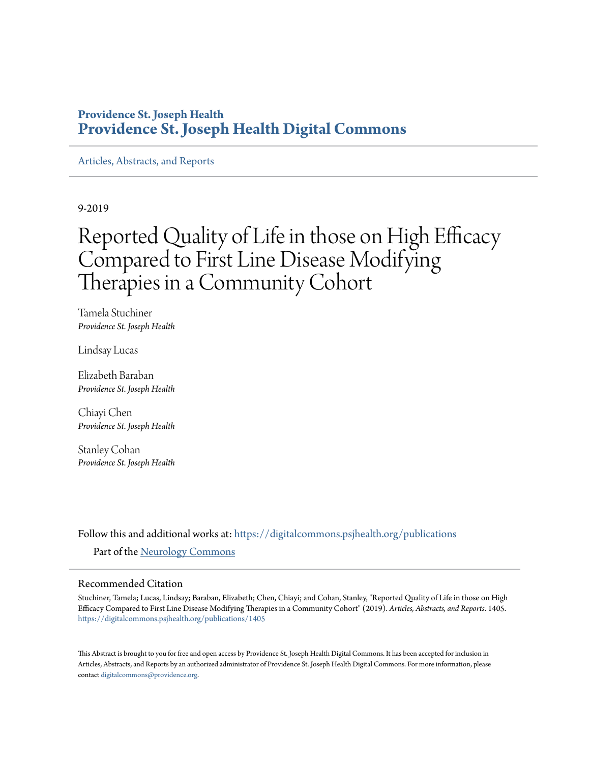**Providence St. Joseph Health**
**Providence St. Joseph Health Digital Commons**

Articles, Abstracts, and Reports

9-2019

# Reported Quality of Life in those on High Efficacy Compared to First Line Disease Modifying Therapies in a Community Cohort

Tamela Stuchiner
*Providence St. Joseph Health*

Lindsay Lucas

Elizabeth Baraban
*Providence St. Joseph Health*

Chiayi Chen
*Providence St. Joseph Health*

Stanley Cohan
*Providence St. Joseph Health*

Follow this and additional works at: https://digitalcommons.psjhealth.org/publications

Part of the Neurology Commons

## Recommended Citation

Stuchiner, Tamela; Lucas, Lindsay; Baraban, Elizabeth; Chen, Chiayi; and Cohan, Stanley, "Reported Quality of Life in those on High Efficacy Compared to First Line Disease Modifying Therapies in a Community Cohort" (2019). *Articles, Abstracts, and Reports*. 1405.
https://digitalcommons.psjhealth.org/publications/1405

This Abstract is brought to you for free and open access by Providence St. Joseph Health Digital Commons. It has been accepted for inclusion in Articles, Abstracts, and Reports by an authorized administrator of Providence St. Joseph Health Digital Commons. For more information, please contact digitalcommons@providence.org.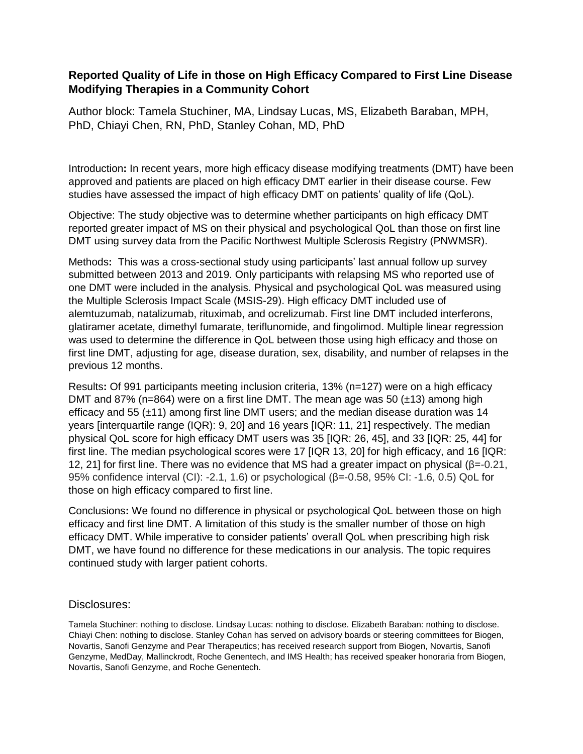**Reported Quality of Life in those on High Efficacy Compared to First Line Disease Modifying Therapies in a Community Cohort**

Author block: Tamela Stuchiner, MA, Lindsay Lucas, MS, Elizabeth Baraban, MPH, PhD, Chiayi Chen, RN, PhD, Stanley Cohan, MD, PhD

**Introduction:** In recent years, more high efficacy disease modifying treatments (DMT) have been approved and patients are placed on high efficacy DMT earlier in their disease course. Few studies have assessed the impact of high efficacy DMT on patients' quality of life (QoL).

Objective: The study objective was to determine whether participants on high efficacy DMT reported greater impact of MS on their physical and psychological QoL than those on first line DMT using survey data from the Pacific Northwest Multiple Sclerosis Registry (PNWMSR).

**Methods:** This was a cross-sectional study using participants' last annual follow up survey submitted between 2013 and 2019. Only participants with relapsing MS who reported use of one DMT were included in the analysis. Physical and psychological QoL was measured using the Multiple Sclerosis Impact Scale (MSIS-29). High efficacy DMT included use of alemtuzumab, natalizumab, rituximab, and ocrelizumab. First line DMT included interferons, glatiramer acetate, dimethyl fumarate, teriflunomide, and fingolimod. Multiple linear regression was used to determine the difference in QoL between those using high efficacy and those on first line DMT, adjusting for age, disease duration, sex, disability, and number of relapses in the previous 12 months.

**Results:** Of 991 participants meeting inclusion criteria, 13% (n=127) were on a high efficacy DMT and 87% (n=864) were on a first line DMT. The mean age was 50 (±13) among high efficacy and 55 (±11) among first line DMT users; and the median disease duration was 14 years [interquartile range (IQR): 9, 20] and 16 years [IQR: 11, 21] respectively. The median physical QoL score for high efficacy DMT users was 35 [IQR: 26, 45], and 33 [IQR: 25, 44] for first line. The median psychological scores were 17 [IQR 13, 20] for high efficacy, and 16 [IQR: 12, 21] for first line. There was no evidence that MS had a greater impact on physical ($\beta$=-0.21, 95% confidence interval (CI): -2.1, 1.6) or psychological ($\beta$=-0.58, 95% CI: -1.6, 0.5) QoL for those on high efficacy compared to first line.

**Conclusions:** We found no difference in physical or psychological QoL between those on high efficacy and first line DMT. A limitation of this study is the smaller number of those on high efficacy DMT. While imperative to consider patients' overall QoL when prescribing high risk DMT, we have found no difference for these medications in our analysis. The topic requires continued study with larger patient cohorts.

Disclosures:

Tamela Stuchiner: nothing to disclose. Lindsay Lucas: nothing to disclose. Elizabeth Baraban: nothing to disclose. Chiayi Chen: nothing to disclose. Stanley Cohan has served on advisory boards or steering committees for Biogen, Novartis, Sanofi Genzyme and Pear Therapeutics; has received research support from Biogen, Novartis, Sanofi Genzyme, MedDay, Mallinckrodt, Roche Genentech, and IMS Health; has received speaker honoraria from Biogen, Novartis, Sanofi Genzyme, and Roche Genentech.